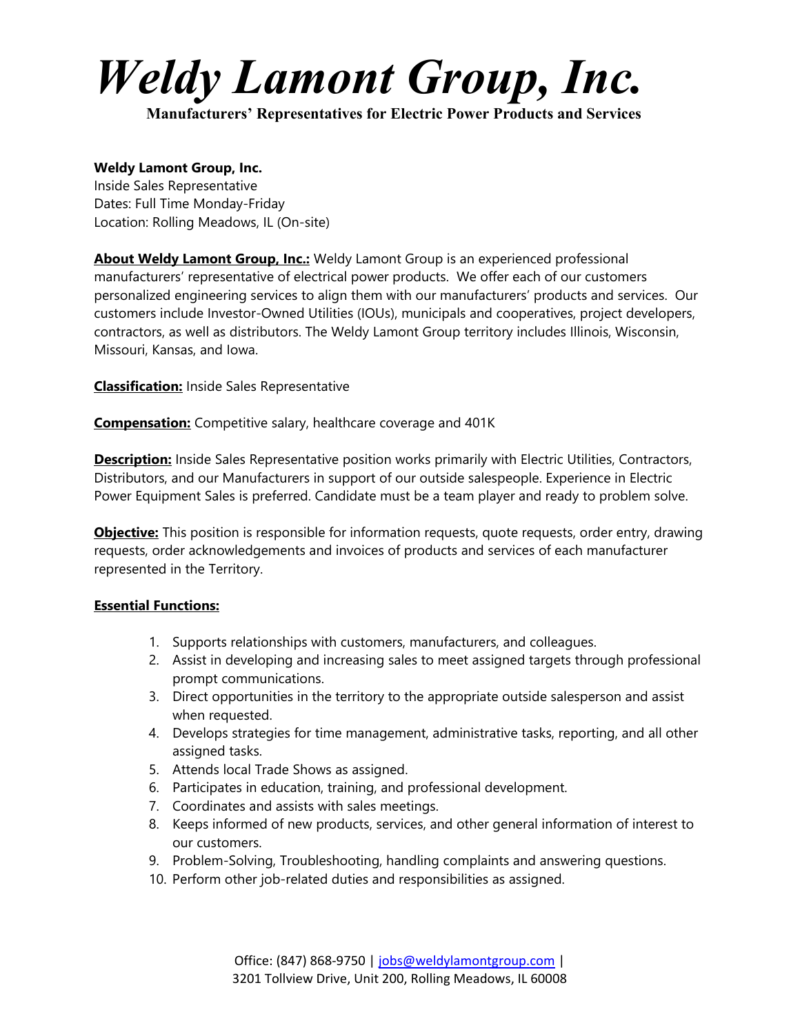# *Weldy Lamont Group, Inc.*

**Manufacturers' Representatives for Electric Power Products and Services**

**Weldy Lamont Group, Inc.**
Inside Sales Representative
Dates: Full Time Monday-Friday
Location: Rolling Meadows, IL (On-site)

**About Weldy Lamont Group, Inc.:** Weldy Lamont Group is an experienced professional manufacturers' representative of electrical power products. We offer each of our customers personalized engineering services to align them with our manufacturers' products and services. Our customers include Investor-Owned Utilities (IOUs), municipals and cooperatives, project developers, contractors, as well as distributors. The Weldy Lamont Group territory includes Illinois, Wisconsin, Missouri, Kansas, and Iowa.

**Classification:** Inside Sales Representative

**Compensation:** Competitive salary, healthcare coverage and 401K

**Description:** Inside Sales Representative position works primarily with Electric Utilities, Contractors, Distributors, and our Manufacturers in support of our outside salespeople. Experience in Electric Power Equipment Sales is preferred. Candidate must be a team player and ready to problem solve.

**Objective:** This position is responsible for information requests, quote requests, order entry, drawing requests, order acknowledgements and invoices of products and services of each manufacturer represented in the Territory.

**Essential Functions:**

1. Supports relationships with customers, manufacturers, and colleagues.
2. Assist in developing and increasing sales to meet assigned targets through professional prompt communications.
3. Direct opportunities in the territory to the appropriate outside salesperson and assist when requested.
4. Develops strategies for time management, administrative tasks, reporting, and all other assigned tasks.
5. Attends local Trade Shows as assigned.
6. Participates in education, training, and professional development.
7. Coordinates and assists with sales meetings.
8. Keeps informed of new products, services, and other general information of interest to our customers.
9. Problem-Solving, Troubleshooting, handling complaints and answering questions.
10. Perform other job-related duties and responsibilities as assigned.

Office: (847) 868-9750 | jobs@weldylamontgroup.com |
3201 Tollview Drive, Unit 200, Rolling Meadows, IL 60008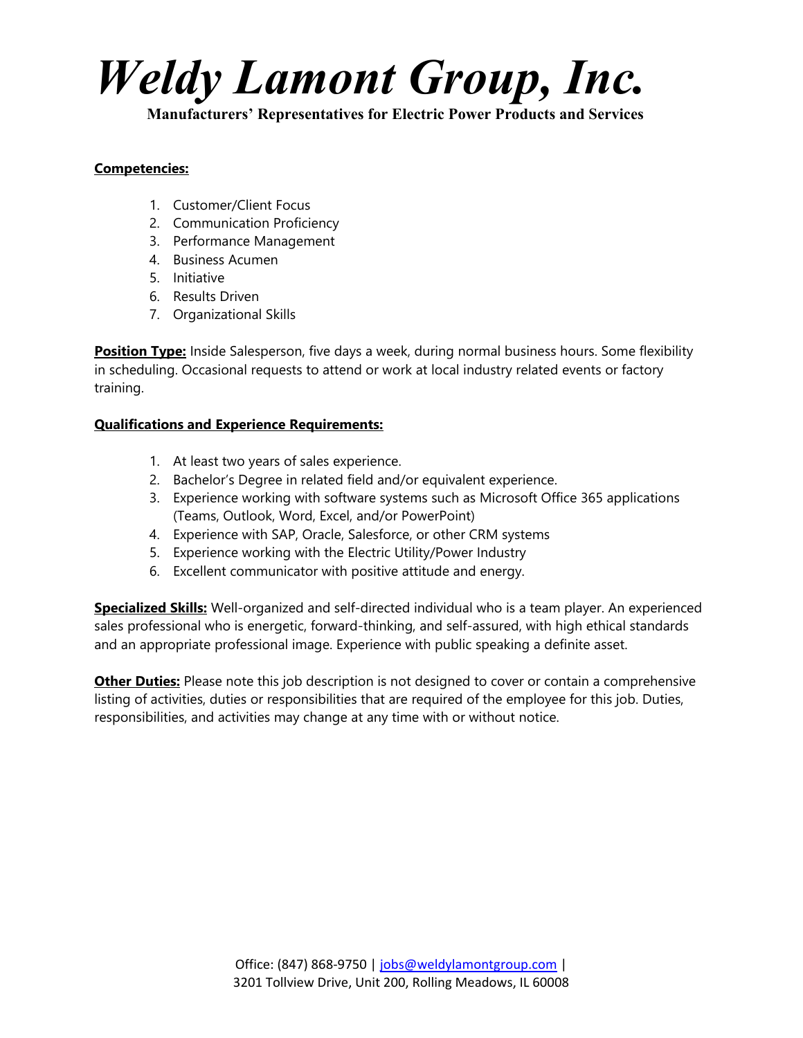# *Weldy Lamont Group, Inc.*

**Manufacturers' Representatives for Electric Power Products and Services**

**Competencies:**

1. Customer/Client Focus
2. Communication Proficiency
3. Performance Management
4. Business Acumen
5. Initiative
6. Results Driven
7. Organizational Skills

**Position Type:** Inside Salesperson, five days a week, during normal business hours. Some flexibility in scheduling. Occasional requests to attend or work at local industry related events or factory training.

**Qualifications and Experience Requirements:**

1. At least two years of sales experience.
2. Bachelor's Degree in related field and/or equivalent experience.
3. Experience working with software systems such as Microsoft Office 365 applications (Teams, Outlook, Word, Excel, and/or PowerPoint)
4. Experience with SAP, Oracle, Salesforce, or other CRM systems
5. Experience working with the Electric Utility/Power Industry
6. Excellent communicator with positive attitude and energy.

**Specialized Skills:** Well-organized and self-directed individual who is a team player. An experienced sales professional who is energetic, forward-thinking, and self-assured, with high ethical standards and an appropriate professional image. Experience with public speaking a definite asset.

**Other Duties:** Please note this job description is not designed to cover or contain a comprehensive listing of activities, duties or responsibilities that are required of the employee for this job. Duties, responsibilities, and activities may change at any time with or without notice.

Office: (847) 868-9750 | jobs@weldylamontgroup.com |
3201 Tollview Drive, Unit 200, Rolling Meadows, IL 60008